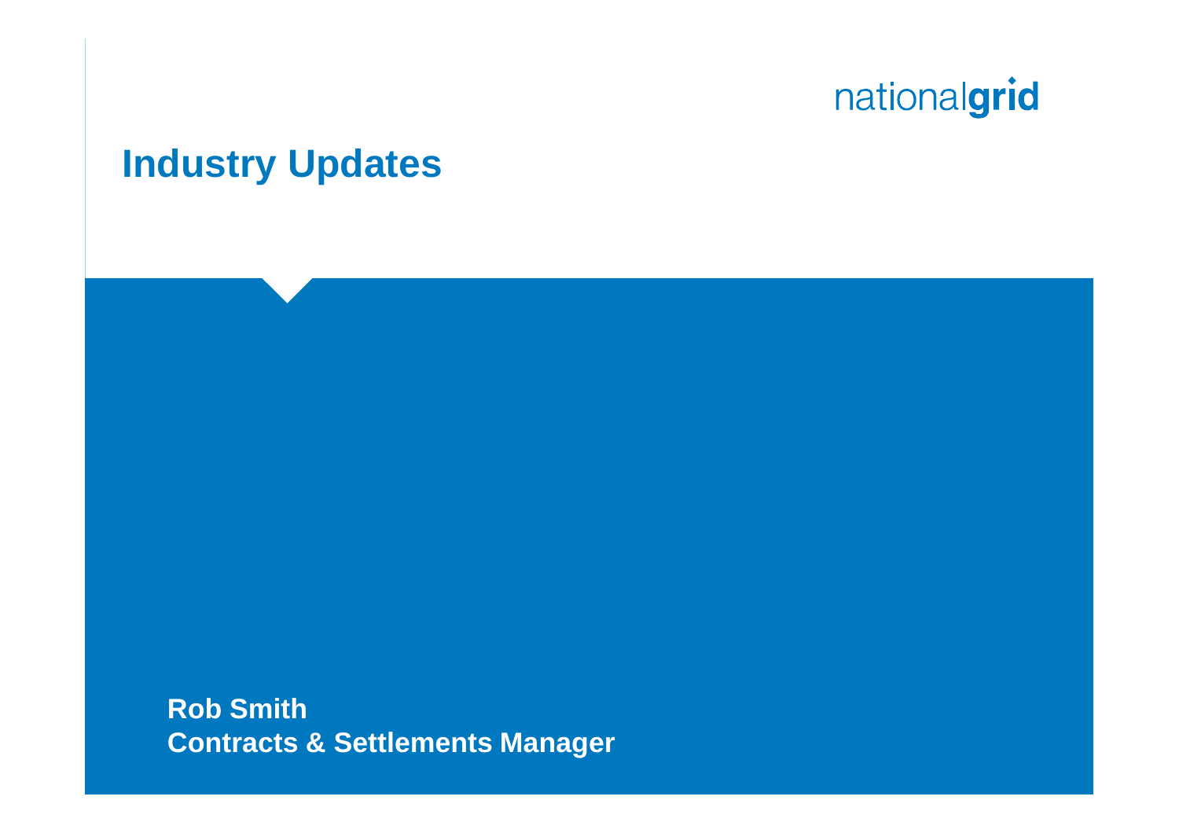nationalgrid

# Industry Updates

**Rob Smith**
**Contracts & Settlements Manager**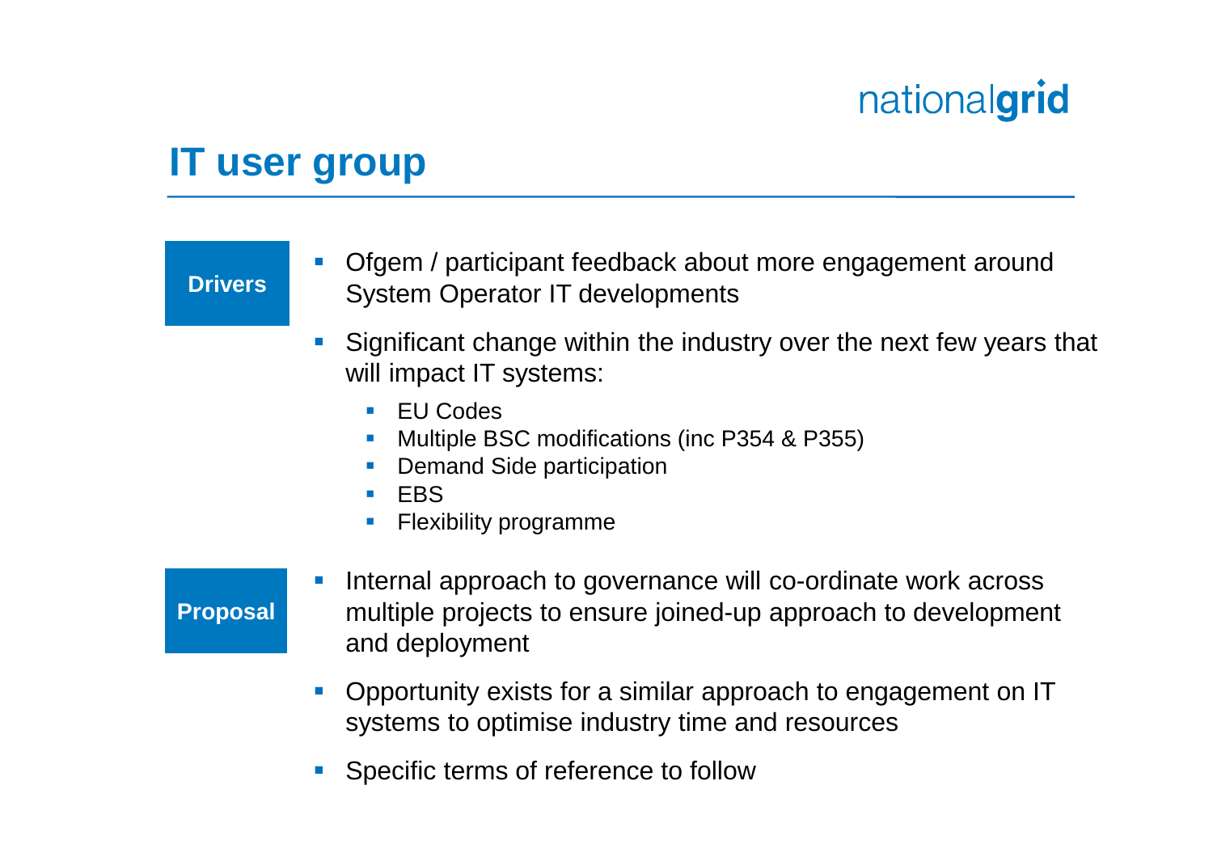# IT user group

**Drivers**

- Ofgem / participant feedback about more engagement around System Operator IT developments
- Significant change within the industry over the next few years that will impact IT systems:
  - EU Codes
  - Multiple BSC modifications (inc P354 & P355)
  - Demand Side participation
  - EBS
  - Flexibility programme

**Proposal**

- Internal approach to governance will co-ordinate work across multiple projects to ensure joined-up approach to development and deployment
- Opportunity exists for a similar approach to engagement on IT systems to optimise industry time and resources
- Specific terms of reference to follow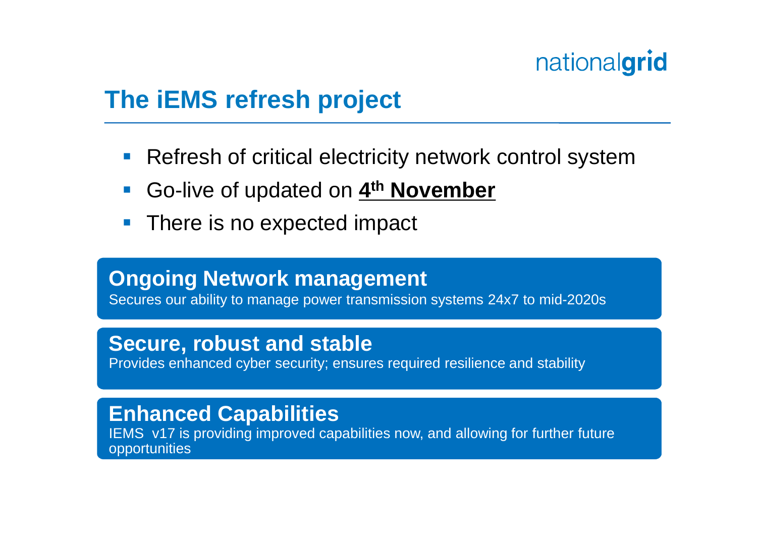nationalgrid

# The iEMS refresh project

- Refresh of critical electricity network control system
- Go-live of updated on **4th November**
- There is no expected impact

**Ongoing Network management**
Secures our ability to manage power transmission systems 24x7 to mid-2020s

**Secure, robust and stable**
Provides enhanced cyber security; ensures required resilience and stability

**Enhanced Capabilities**
IEMS v17 is providing improved capabilities now, and allowing for further future opportunities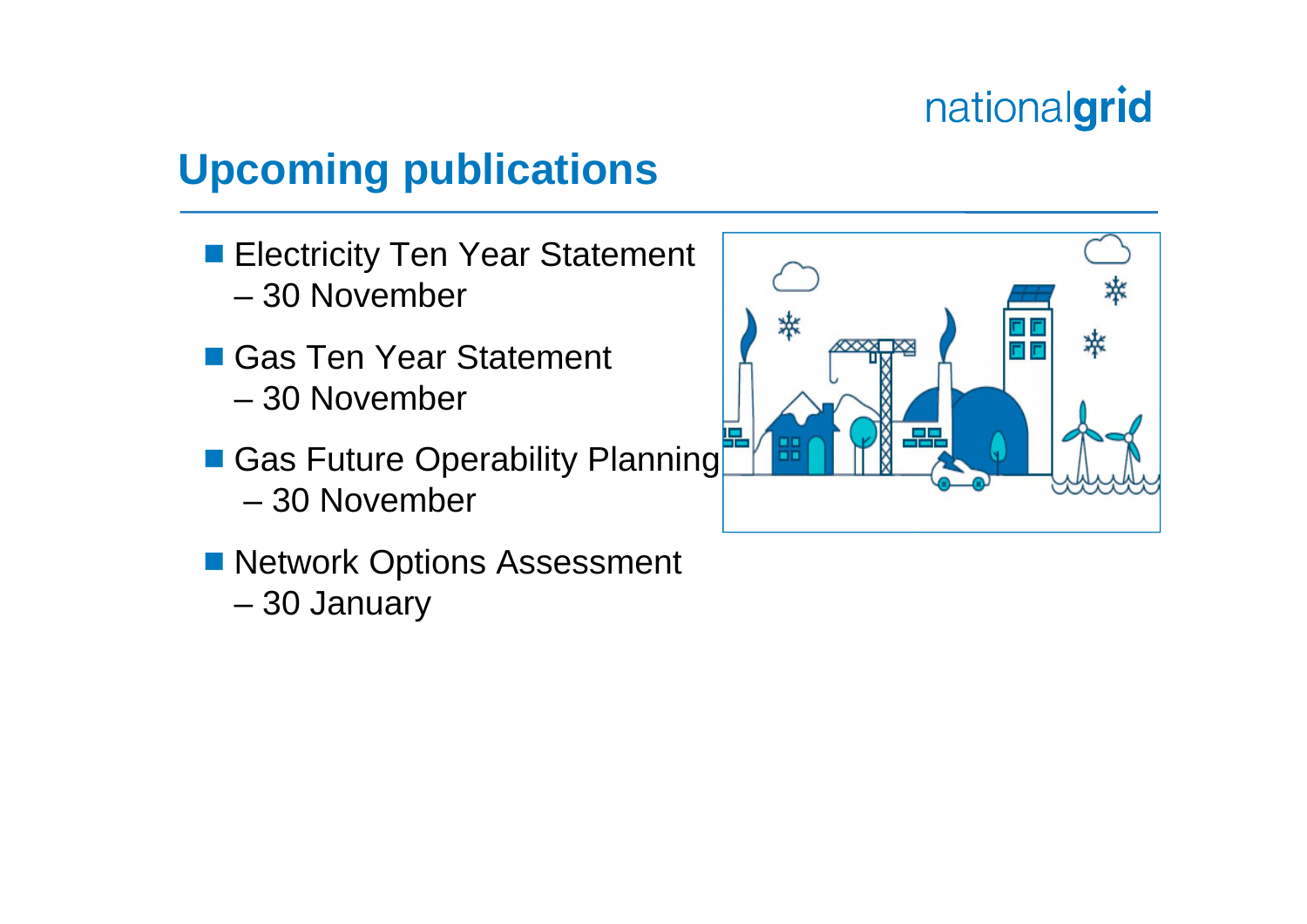## Upcoming publications

- Electricity Ten Year Statement – 30 November
- Gas Ten Year Statement – 30 November
- Gas Future Operability Planning – 30 November
- Network Options Assessment – 30 January